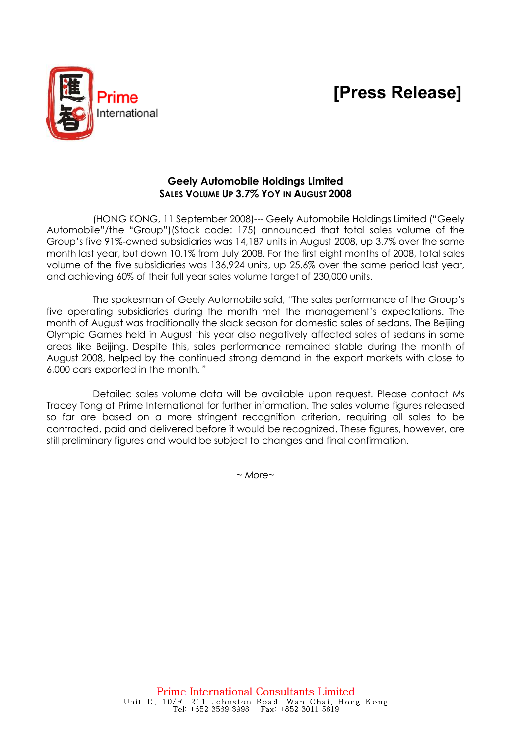Prime International

# [Press Release]

**Geely Automobile Holdings Limited**
**SALES VOLUME UP 3.7% YOY IN AUGUST 2008**

(HONG KONG, 11 September 2008)--- Geely Automobile Holdings Limited ("Geely Automobile"/the "Group")(Stock code: 175) announced that total sales volume of the Group's five 91%-owned subsidiaries was 14,187 units in August 2008, up 3.7% over the same month last year, but down 10.1% from July 2008. For the first eight months of 2008, total sales volume of the five subsidiaries was 136,924 units, up 25.6% over the same period last year, and achieving 60% of their full year sales volume target of 230,000 units.

The spokesman of Geely Automobile said, "The sales performance of the Group's five operating subsidiaries during the month met the management's expectations. The month of August was traditionally the slack season for domestic sales of sedans. The Beijiing Olympic Games held in August this year also negatively affected sales of sedans in some areas like Beijing. Despite this, sales performance remained stable during the month of August 2008, helped by the continued strong demand in the export markets with close to 6,000 cars exported in the month. "

Detailed sales volume data will be available upon request. Please contact Ms Tracey Tong at Prime International for further information. The sales volume figures released so far are based on a more stringent recognition criterion, requiring all sales to be contracted, paid and delivered before it would be recognized. These figures, however, are still preliminary figures and would be subject to changes and final confirmation.

*~ More~*

Prime International Consultants Limited
Unit D, 10/F, 211 Johnston Road, Wan Chai, Hong Kong
Tel: +852 3589 3998 Fax: +852 3011 5619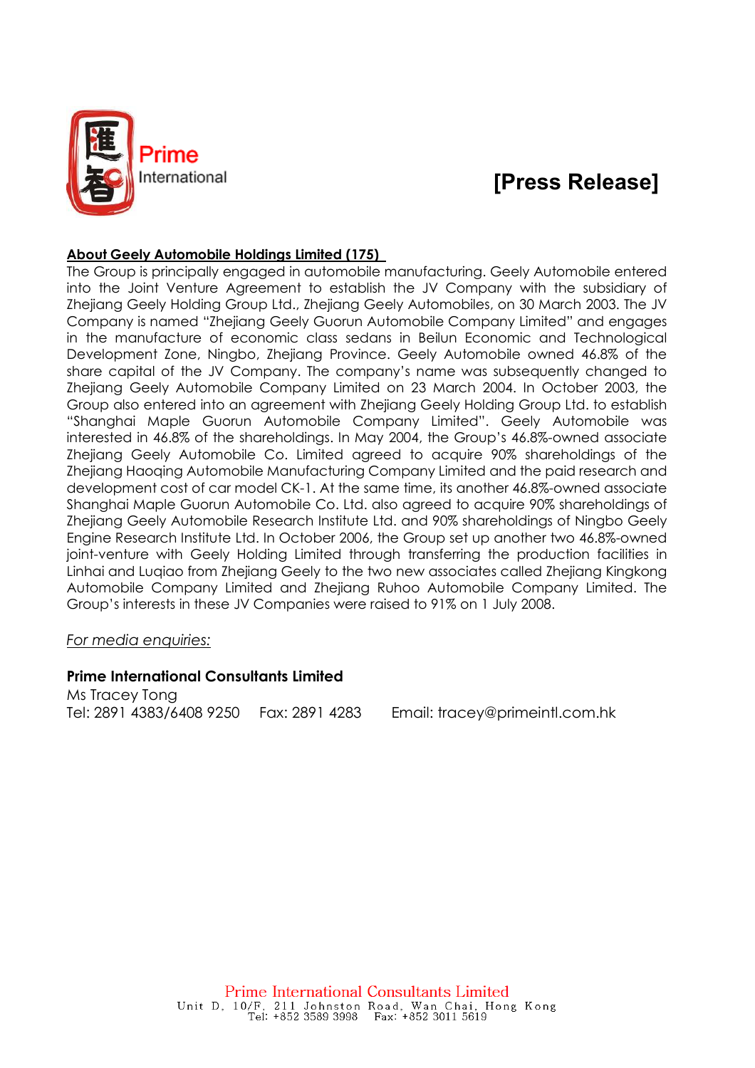**[Press Release]**

**About Geely Automobile Holdings Limited (175)**

The Group is principally engaged in automobile manufacturing. Geely Automobile entered into the Joint Venture Agreement to establish the JV Company with the subsidiary of Zhejiang Geely Holding Group Ltd., Zhejiang Geely Automobiles, on 30 March 2003. The JV Company is named "Zhejiang Geely Guorun Automobile Company Limited" and engages in the manufacture of economic class sedans in Beilun Economic and Technological Development Zone, Ningbo, Zhejiang Province. Geely Automobile owned 46.8% of the share capital of the JV Company. The company's name was subsequently changed to Zhejiang Geely Automobile Company Limited on 23 March 2004. In October 2003, the Group also entered into an agreement with Zhejiang Geely Holding Group Ltd. to establish "Shanghai Maple Guorun Automobile Company Limited". Geely Automobile was interested in 46.8% of the shareholdings. In May 2004, the Group's 46.8%-owned associate Zhejiang Geely Automobile Co. Limited agreed to acquire 90% shareholdings of the Zhejiang Haoqing Automobile Manufacturing Company Limited and the paid research and development cost of car model CK-1. At the same time, its another 46.8%-owned associate Shanghai Maple Guorun Automobile Co. Ltd. also agreed to acquire 90% shareholdings of Zhejiang Geely Automobile Research Institute Ltd. and 90% shareholdings of Ningbo Geely Engine Research Institute Ltd. In October 2006, the Group set up another two 46.8%-owned joint-venture with Geely Holding Limited through transferring the production facilities in Linhai and Luqiao from Zhejiang Geely to the two new associates called Zhejiang Kingkong Automobile Company Limited and Zhejiang Ruhoo Automobile Company Limited. The Group's interests in these JV Companies were raised to 91% on 1 July 2008.

*For media enquiries:*

**Prime International Consultants Limited**
Ms Tracey Tong
Tel: 2891 4383/6408 9250 Fax: 2891 4283 Email: tracey@primeintl.com.hk

Prime International Consultants Limited
Unit D, 10/F, 211 Johnston Road, Wan Chai, Hong Kong
Tel: +852 3589 3998 Fax: +852 3011 5619